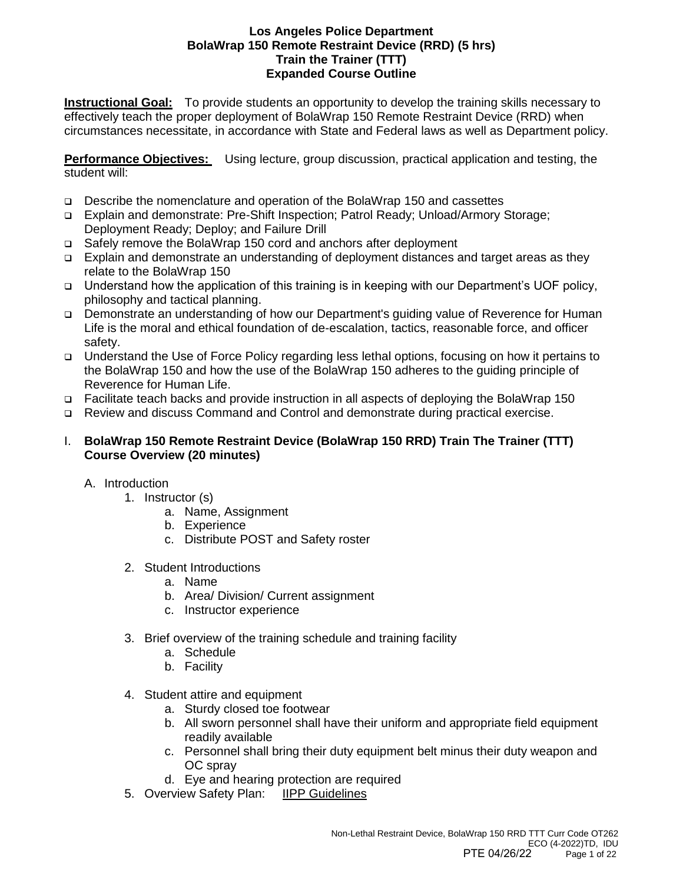# Los Angeles Police Department
## BolaWrap 150 Remote Restraint Device (RRD) (5 hrs)
## Train the Trainer (TTT)
## Expanded Course Outline

**Instructional Goal:** To provide students an opportunity to develop the training skills necessary to effectively teach the proper deployment of BolaWrap 150 Remote Restraint Device (RRD) when circumstances necessitate, in accordance with State and Federal laws as well as Department policy.

**Performance Objectives:** Using lecture, group discussion, practical application and testing, the student will:

- Describe the nomenclature and operation of the BolaWrap 150 and cassettes
- Explain and demonstrate: Pre-Shift Inspection; Patrol Ready; Unload/Armory Storage; Deployment Ready; Deploy; and Failure Drill
- Safely remove the BolaWrap 150 cord and anchors after deployment
- Explain and demonstrate an understanding of deployment distances and target areas as they relate to the BolaWrap 150
- Understand how the application of this training is in keeping with our Department's UOF policy, philosophy and tactical planning.
- Demonstrate an understanding of how our Department's guiding value of Reverence for Human Life is the moral and ethical foundation of de-escalation, tactics, reasonable force, and officer safety.
- Understand the Use of Force Policy regarding less lethal options, focusing on how it pertains to the BolaWrap 150 and how the use of the BolaWrap 150 adheres to the guiding principle of Reverence for Human Life.
- Facilitate teach backs and provide instruction in all aspects of deploying the BolaWrap 150
- Review and discuss Command and Control and demonstrate during practical exercise.

I. **BolaWrap 150 Remote Restraint Device (BolaWrap 150 RRD) Train The Trainer (TTT) Course Overview (20 minutes)**

   A. Introduction
      1. Instructor (s)
         a. Name, Assignment
         b. Experience
         c. Distribute POST and Safety roster

      2. Student Introductions
         a. Name
         b. Area/ Division/ Current assignment
         c. Instructor experience

      3. Brief overview of the training schedule and training facility
         a. Schedule
         b. Facility

      4. Student attire and equipment
         a. Sturdy closed toe footwear
         b. All sworn personnel shall have their uniform and appropriate field equipment readily available
         c. Personnel shall bring their duty equipment belt minus their duty weapon and OC spray
         d. Eye and hearing protection are required
      5. Overview Safety Plan: <u>IIPP Guidelines</u>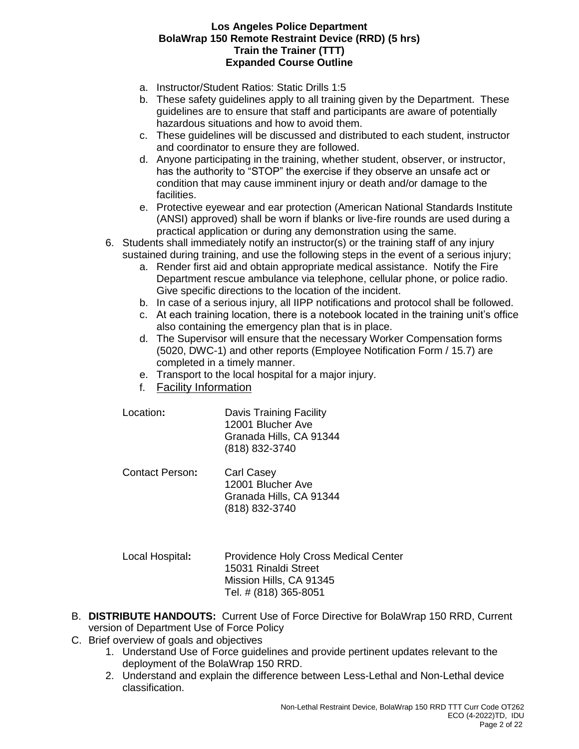a. Instructor/Student Ratios: Static Drills 1:5
b. These safety guidelines apply to all training given by the Department. These guidelines are to ensure that staff and participants are aware of potentially hazardous situations and how to avoid them.
c. These guidelines will be discussed and distributed to each student, instructor and coordinator to ensure they are followed.
d. Anyone participating in the training, whether student, observer, or instructor, has the authority to "STOP" the exercise if they observe an unsafe act or condition that may cause imminent injury or death and/or damage to the facilities.
e. Protective eyewear and ear protection (American National Standards Institute (ANSI) approved) shall be worn if blanks or live-fire rounds are used during a practical application or during any demonstration using the same.

6. Students shall immediately notify an instructor(s) or the training staff of any injury sustained during training, and use the following steps in the event of a serious injury;
   a. Render first aid and obtain appropriate medical assistance. Notify the Fire Department rescue ambulance via telephone, cellular phone, or police radio. Give specific directions to the location of the incident.
   b. In case of a serious injury, all IIPP notifications and protocol shall be followed.
   c. At each training location, there is a notebook located in the training unit's office also containing the emergency plan that is in place.
   d. The Supervisor will ensure that the necessary Worker Compensation forms (5020, DWC-1) and other reports (Employee Notification Form / 15.7) are completed in a timely manner.
   e. Transport to the local hospital for a major injury.
   f. Facility Information

| | |
|---|---|
| **Location:** | Davis Training Facility<br>12001 Blucher Ave<br>Granada Hills, CA 91344<br>(818) 832-3740 |
| **Contact Person:** | Carl Casey<br>12001 Blucher Ave<br>Granada Hills, CA 91344<br>(818) 832-3740 |
| **Local Hospital:** | Providence Holy Cross Medical Center<br>15031 Rinaldi Street<br>Mission Hills, CA 91345<br>Tel. # (818) 365-8051 |

B. **DISTRIBUTE HANDOUTS:** Current Use of Force Directive for BolaWrap 150 RRD, Current version of Department Use of Force Policy

C. Brief overview of goals and objectives
   1. Understand Use of Force guidelines and provide pertinent updates relevant to the deployment of the BolaWrap 150 RRD.
   2. Understand and explain the difference between Less-Lethal and Non-Lethal device classification.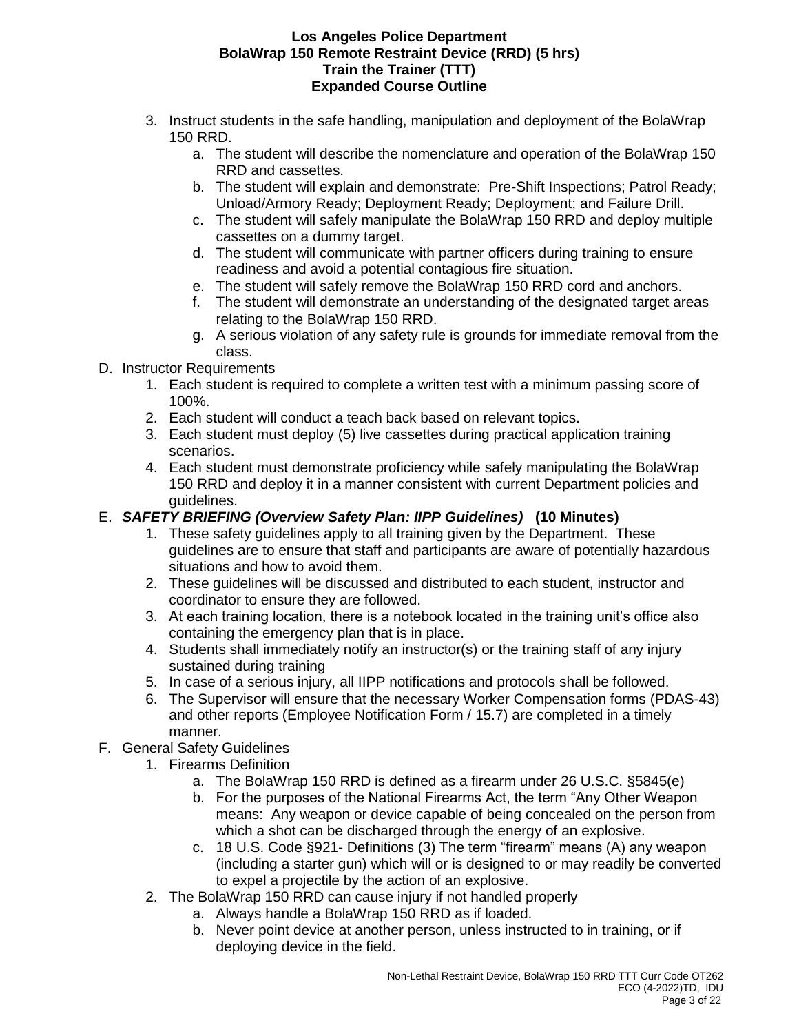3. Instruct students in the safe handling, manipulation and deployment of the BolaWrap 150 RRD.
    a. The student will describe the nomenclature and operation of the BolaWrap 150 RRD and cassettes.
    b. The student will explain and demonstrate: Pre-Shift Inspections; Patrol Ready; Unload/Armory Ready; Deployment Ready; Deployment; and Failure Drill.
    c. The student will safely manipulate the BolaWrap 150 RRD and deploy multiple cassettes on a dummy target.
    d. The student will communicate with partner officers during training to ensure readiness and avoid a potential contagious fire situation.
    e. The student will safely remove the BolaWrap 150 RRD cord and anchors.
    f. The student will demonstrate an understanding of the designated target areas relating to the BolaWrap 150 RRD.
    g. A serious violation of any safety rule is grounds for immediate removal from the class.

D. Instructor Requirements
1. Each student is required to complete a written test with a minimum passing score of 100%.
2. Each student will conduct a teach back based on relevant topics.
3. Each student must deploy (5) live cassettes during practical application training scenarios.
4. Each student must demonstrate proficiency while safely manipulating the BolaWrap 150 RRD and deploy it in a manner consistent with current Department policies and guidelines.

E. ***SAFETY BRIEFING (Overview Safety Plan: IIPP Guidelines)*** **(10 Minutes)**
1. These safety guidelines apply to all training given by the Department. These guidelines are to ensure that staff and participants are aware of potentially hazardous situations and how to avoid them.
2. These guidelines will be discussed and distributed to each student, instructor and coordinator to ensure they are followed.
3. At each training location, there is a notebook located in the training unit's office also containing the emergency plan that is in place.
4. Students shall immediately notify an instructor(s) or the training staff of any injury sustained during training
5. In case of a serious injury, all IIPP notifications and protocols shall be followed.
6. The Supervisor will ensure that the necessary Worker Compensation forms (PDAS-43) and other reports (Employee Notification Form / 15.7) are completed in a timely manner.

F. General Safety Guidelines
1. Firearms Definition
    a. The BolaWrap 150 RRD is defined as a firearm under 26 U.S.C. §5845(e)
    b. For the purposes of the National Firearms Act, the term "Any Other Weapon means: Any weapon or device capable of being concealed on the person from which a shot can be discharged through the energy of an explosive.
    c. 18 U.S. Code §921- Definitions (3) The term "firearm" means (A) any weapon (including a starter gun) which will or is designed to or may readily be converted to expel a projectile by the action of an explosive.
2. The BolaWrap 150 RRD can cause injury if not handled properly
    a. Always handle a BolaWrap 150 RRD as if loaded.
    b. Never point device at another person, unless instructed to in training, or if deploying device in the field.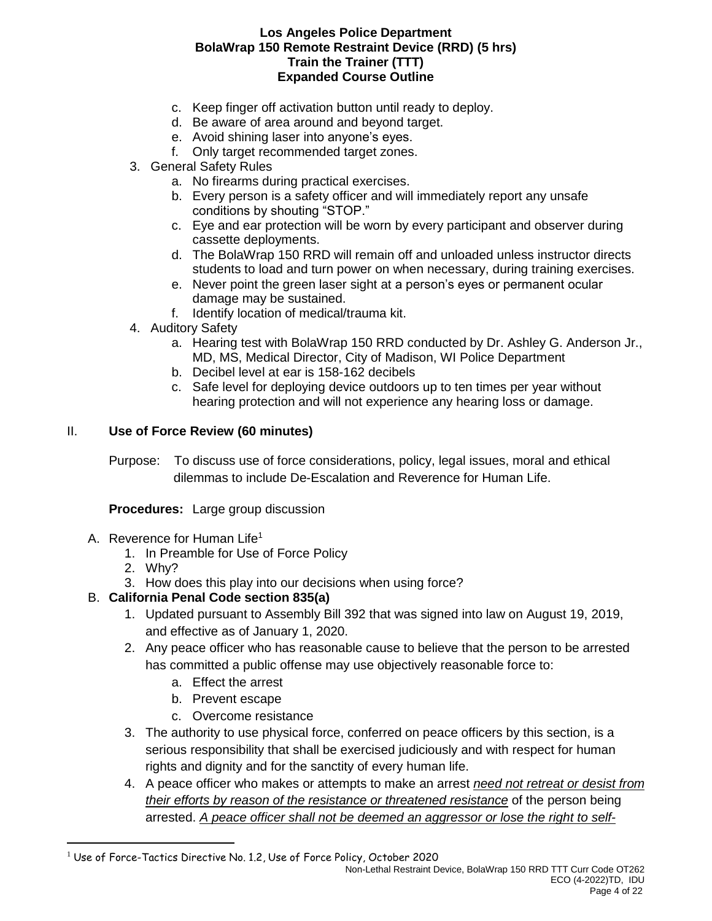c. Keep finger off activation button until ready to deploy.
d. Be aware of area around and beyond target.
e. Avoid shining laser into anyone's eyes.
f. Only target recommended target zones.

3. General Safety Rules
    a. No firearms during practical exercises.
    b. Every person is a safety officer and will immediately report any unsafe conditions by shouting "STOP."
    c. Eye and ear protection will be worn by every participant and observer during cassette deployments.
    d. The BolaWrap 150 RRD will remain off and unloaded unless instructor directs students to load and turn power on when necessary, during training exercises.
    e. Never point the green laser sight at a person's eyes or permanent ocular damage may be sustained.
    f. Identify location of medical/trauma kit.
4. Auditory Safety
    a. Hearing test with BolaWrap 150 RRD conducted by Dr. Ashley G. Anderson Jr., MD, MS, Medical Director, City of Madison, WI Police Department
    b. Decibel level at ear is 158-162 decibels
    c. Safe level for deploying device outdoors up to ten times per year without hearing protection and will not experience any hearing loss or damage.

## II. Use of Force Review (60 minutes)

Purpose: To discuss use of force considerations, policy, legal issues, moral and ethical dilemmas to include De-Escalation and Reverence for Human Life.

**Procedures:** Large group discussion

A. Reverence for Human Life[1]
    1. In Preamble for Use of Force Policy
    2. Why?
    3. How does this play into our decisions when using force?

B. **California Penal Code section 835(a)**
    1. Updated pursuant to Assembly Bill 392 that was signed into law on August 19, 2019, and effective as of January 1, 2020.
    2. Any peace officer who has reasonable cause to believe that the person to be arrested has committed a public offense may use objectively reasonable force to:
        a. Effect the arrest
        b. Prevent escape
        c. Overcome resistance
    3. The authority to use physical force, conferred on peace officers by this section, is a serious responsibility that shall be exercised judiciously and with respect for human rights and dignity and for the sanctity of every human life.
    4. A peace officer who makes or attempts to make an arrest *need not retreat or desist from their efforts by reason of the resistance or threatened resistance* of the person being arrested. *A peace officer shall not be deemed an aggressor or lose the right to self-*

[1] Use of Force-Tactics Directive No. 1.2, Use of Force Policy, October 2020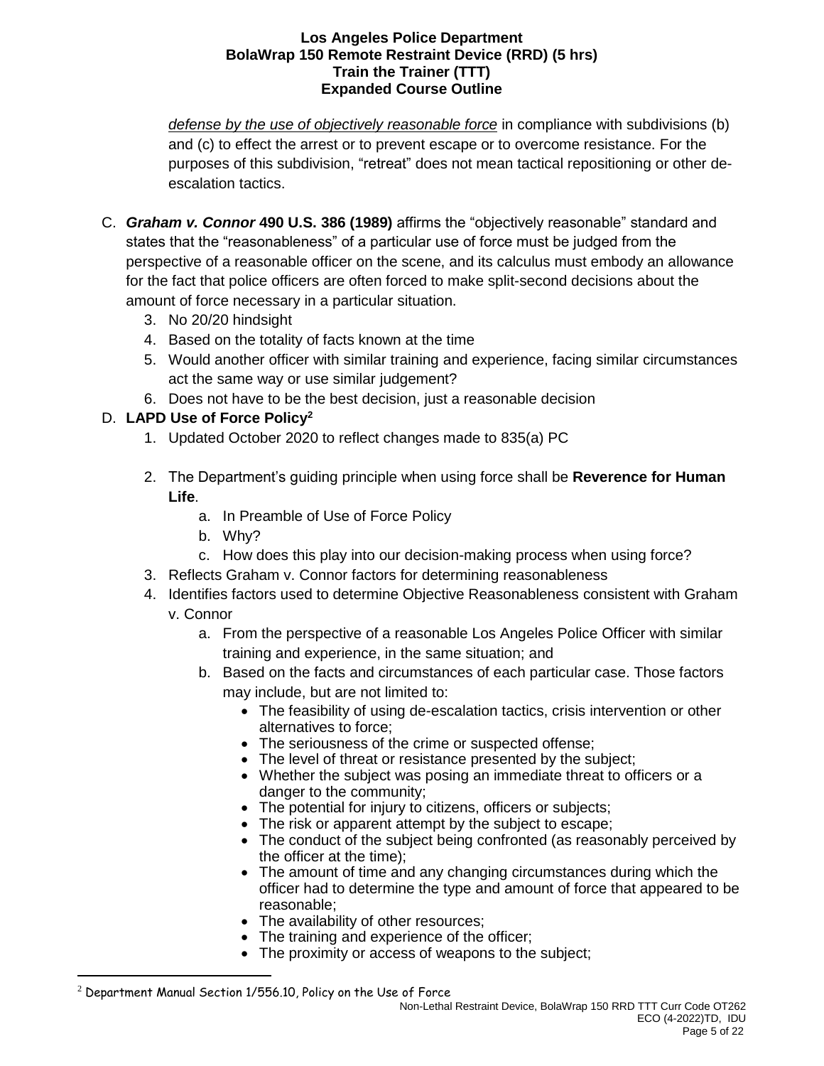*defense by the use of objectively reasonable force* in compliance with subdivisions (b) and (c) to effect the arrest or to prevent escape or to overcome resistance. For the purposes of this subdivision, "retreat" does not mean tactical repositioning or other de-escalation tactics.

C. ***Graham v. Connor* 490 U.S. 386 (1989)** affirms the "objectively reasonable" standard and states that the "reasonableness" of a particular use of force must be judged from the perspective of a reasonable officer on the scene, and its calculus must embody an allowance for the fact that police officers are often forced to make split-second decisions about the amount of force necessary in a particular situation.

   3. No 20/20 hindsight
   4. Based on the totality of facts known at the time
   5. Would another officer with similar training and experience, facing similar circumstances act the same way or use similar judgement?
   6. Does not have to be the best decision, just a reasonable decision

D. **LAPD Use of Force Policy**[2]

   1. Updated October 2020 to reflect changes made to 835(a) PC
   2. The Department's guiding principle when using force shall be **Reverence for Human Life**.
      a. In Preamble of Use of Force Policy
      b. Why?
      c. How does this play into our decision-making process when using force?
   3. Reflects Graham v. Connor factors for determining reasonableness
   4. Identifies factors used to determine Objective Reasonableness consistent with Graham v. Connor
      a. From the perspective of a reasonable Los Angeles Police Officer with similar training and experience, in the same situation; and
      b. Based on the facts and circumstances of each particular case. Those factors may include, but are not limited to:
         - The feasibility of using de-escalation tactics, crisis intervention or other alternatives to force;
         - The seriousness of the crime or suspected offense;
         - The level of threat or resistance presented by the subject;
         - Whether the subject was posing an immediate threat to officers or a danger to the community;
         - The potential for injury to citizens, officers or subjects;
         - The risk or apparent attempt by the subject to escape;
         - The conduct of the subject being confronted (as reasonably perceived by the officer at the time);
         - The amount of time and any changing circumstances during which the officer had to determine the type and amount of force that appeared to be reasonable;
         - The availability of other resources;
         - The training and experience of the officer;
         - The proximity or access of weapons to the subject;

[2] Department Manual Section 1/556.10, Policy on the Use of Force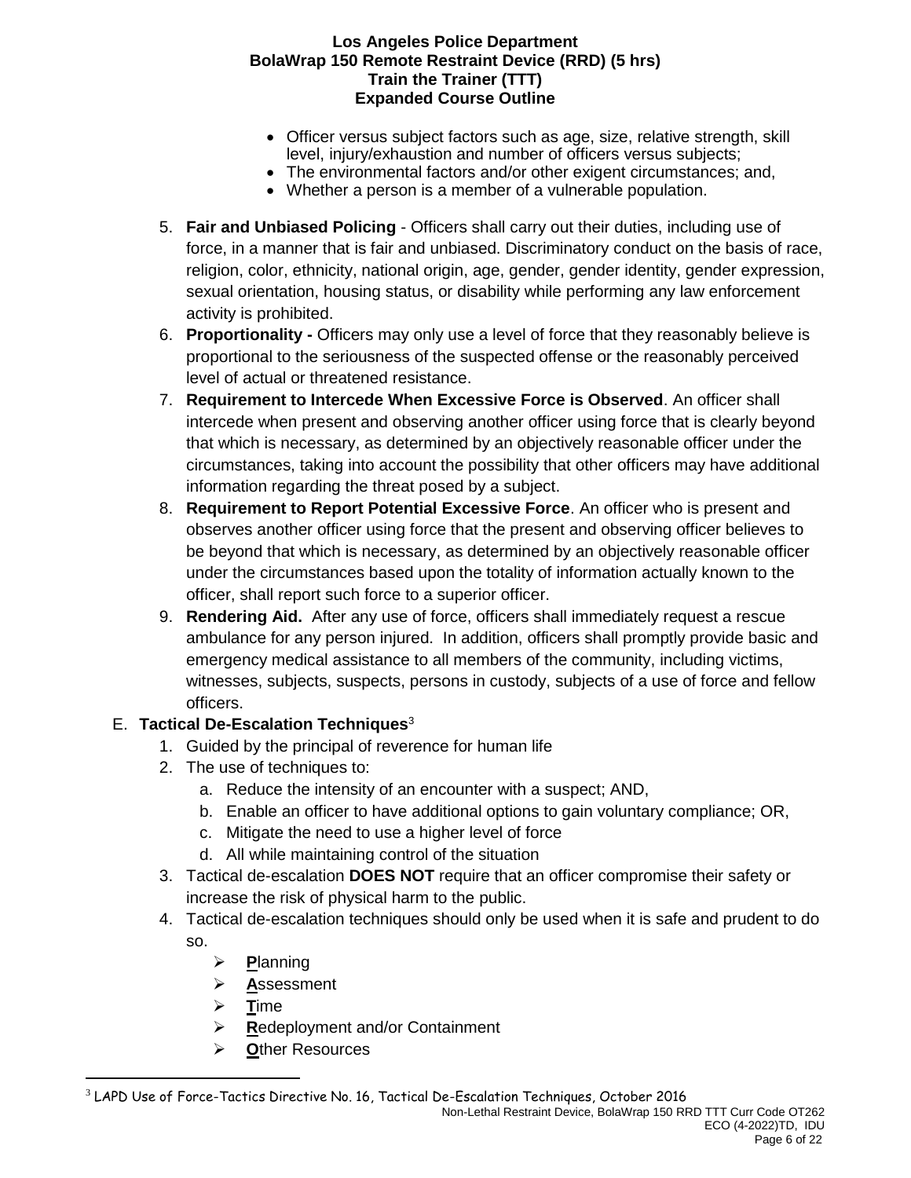- Officer versus subject factors such as age, size, relative strength, skill level, injury/exhaustion and number of officers versus subjects;
- The environmental factors and/or other exigent circumstances; and,
- Whether a person is a member of a vulnerable population.

5. **Fair and Unbiased Policing** - Officers shall carry out their duties, including use of force, in a manner that is fair and unbiased. Discriminatory conduct on the basis of race, religion, color, ethnicity, national origin, age, gender, gender identity, gender expression, sexual orientation, housing status, or disability while performing any law enforcement activity is prohibited.
6. **Proportionality -** Officers may only use a level of force that they reasonably believe is proportional to the seriousness of the suspected offense or the reasonably perceived level of actual or threatened resistance.
7. **Requirement to Intercede When Excessive Force is Observed**. An officer shall intercede when present and observing another officer using force that is clearly beyond that which is necessary, as determined by an objectively reasonable officer under the circumstances, taking into account the possibility that other officers may have additional information regarding the threat posed by a subject.
8. **Requirement to Report Potential Excessive Force**. An officer who is present and observes another officer using force that the present and observing officer believes to be beyond that which is necessary, as determined by an objectively reasonable officer under the circumstances based upon the totality of information actually known to the officer, shall report such force to a superior officer.
9. **Rendering Aid.** After any use of force, officers shall immediately request a rescue ambulance for any person injured. In addition, officers shall promptly provide basic and emergency medical assistance to all members of the community, including victims, witnesses, subjects, suspects, persons in custody, subjects of a use of force and fellow officers.

E. **Tactical De-Escalation Techniques**[3]

1. Guided by the principal of reverence for human life
2. The use of techniques to:
   a. Reduce the intensity of an encounter with a suspect; AND,
   b. Enable an officer to have additional options to gain voluntary compliance; OR,
   c. Mitigate the need to use a higher level of force
   d. All while maintaining control of the situation
3. Tactical de-escalation **DOES NOT** require that an officer compromise their safety or increase the risk of physical harm to the public.
4. Tactical de-escalation techniques should only be used when it is safe and prudent to do so.
   - **P**lanning
   - **A**ssessment
   - **T**ime
   - **R**edeployment and/or Containment
   - **O**ther Resources

[3] LAPD Use of Force-Tactics Directive No. 16, Tactical De-Escalation Techniques, October 2016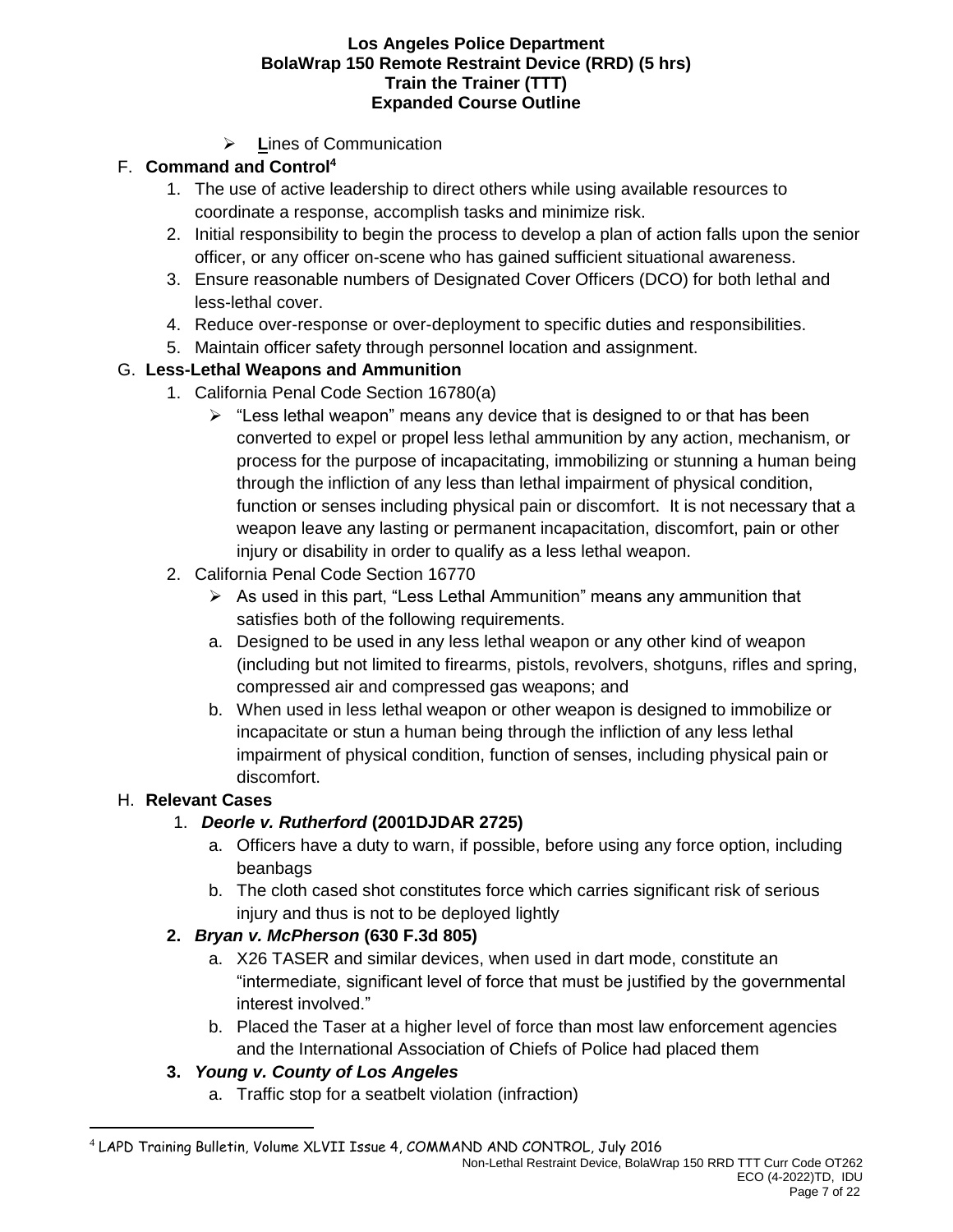- **L**ines of Communication

F. **Command and Control**[4]

1. The use of active leadership to direct others while using available resources to coordinate a response, accomplish tasks and minimize risk.
2. Initial responsibility to begin the process to develop a plan of action falls upon the senior officer, or any officer on-scene who has gained sufficient situational awareness.
3. Ensure reasonable numbers of Designated Cover Officers (DCO) for both lethal and less-lethal cover.
4. Reduce over-response or over-deployment to specific duties and responsibilities.
5. Maintain officer safety through personnel location and assignment.

G. **Less-Lethal Weapons and Ammunition**

1. California Penal Code Section 16780(a)
   - "Less lethal weapon" means any device that is designed to or that has been converted to expel or propel less lethal ammunition by any action, mechanism, or process for the purpose of incapacitating, immobilizing or stunning a human being through the infliction of any less than lethal impairment of physical condition, function or senses including physical pain or discomfort. It is not necessary that a weapon leave any lasting or permanent incapacitation, discomfort, pain or other injury or disability in order to qualify as a less lethal weapon.
2. California Penal Code Section 16770
   - As used in this part, "Less Lethal Ammunition" means any ammunition that satisfies both of the following requirements.
   
   a. Designed to be used in any less lethal weapon or any other kind of weapon (including but not limited to firearms, pistols, revolvers, shotguns, rifles and spring, compressed air and compressed gas weapons; and
   
   b. When used in less lethal weapon or other weapon is designed to immobilize or incapacitate or stun a human being through the infliction of any less lethal impairment of physical condition, function of senses, including physical pain or discomfort.

H. **Relevant Cases**

1. ***Deorle v. Rutherford* (2001DJDAR 2725)**
   
   a. Officers have a duty to warn, if possible, before using any force option, including beanbags
   
   b. The cloth cased shot constitutes force which carries significant risk of serious injury and thus is not to be deployed lightly

2. ***Bryan v. McPherson* (630 F.3d 805)**
   
   a. X26 TASER and similar devices, when used in dart mode, constitute an "intermediate, significant level of force that must be justified by the governmental interest involved."
   
   b. Placed the Taser at a higher level of force than most law enforcement agencies and the International Association of Chiefs of Police had placed them

3. ***Young v. County of Los Angeles***
   
   a. Traffic stop for a seatbelt violation (infraction)

---

[4] LAPD Training Bulletin, Volume XLVII Issue 4, COMMAND AND CONTROL, July 2016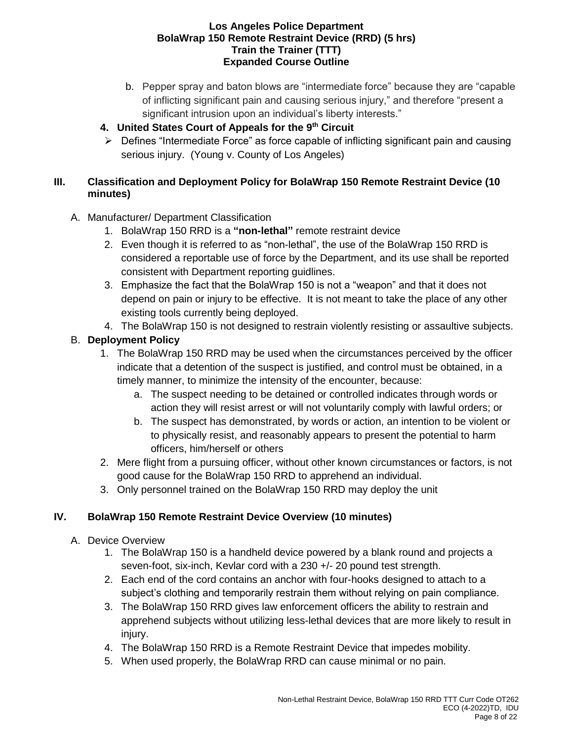b. Pepper spray and baton blows are "intermediate force" because they are "capable of inflicting significant pain and causing serious injury," and therefore "present a significant intrusion upon an individual's liberty interests."

**4. United States Court of Appeals for the 9th Circuit**

- Defines "Intermediate Force" as force capable of inflicting significant pain and causing serious injury. (Young v. County of Los Angeles)

## III. Classification and Deployment Policy for BolaWrap 150 Remote Restraint Device (10 minutes)

A. Manufacturer/ Department Classification

1. BolaWrap 150 RRD is a **"non-lethal"** remote restraint device
2. Even though it is referred to as "non-lethal", the use of the BolaWrap 150 RRD is considered a reportable use of force by the Department, and its use shall be reported consistent with Department reporting guidlines.
3. Emphasize the fact that the BolaWrap 150 is not a "weapon" and that it does not depend on pain or injury to be effective. It is not meant to take the place of any other existing tools currently being deployed.
4. The BolaWrap 150 is not designed to restrain violently resisting or assaultive subjects.

B. **Deployment Policy**

1. The BolaWrap 150 RRD may be used when the circumstances perceived by the officer indicate that a detention of the suspect is justified, and control must be obtained, in a timely manner, to minimize the intensity of the encounter, because:
   a. The suspect needing to be detained or controlled indicates through words or action they will resist arrest or will not voluntarily comply with lawful orders; or
   b. The suspect has demonstrated, by words or action, an intention to be violent or to physically resist, and reasonably appears to present the potential to harm officers, him/herself or others
2. Mere flight from a pursuing officer, without other known circumstances or factors, is not good cause for the BolaWrap 150 RRD to apprehend an individual.
3. Only personnel trained on the BolaWrap 150 RRD may deploy the unit

## IV. BolaWrap 150 Remote Restraint Device Overview (10 minutes)

A. Device Overview

1. The BolaWrap 150 is a handheld device powered by a blank round and projects a seven-foot, six-inch, Kevlar cord with a 230 +/- 20 pound test strength.
2. Each end of the cord contains an anchor with four-hooks designed to attach to a subject's clothing and temporarily restrain them without relying on pain compliance.
3. The BolaWrap 150 RRD gives law enforcement officers the ability to restrain and apprehend subjects without utilizing less-lethal devices that are more likely to result in injury.
4. The BolaWrap 150 RRD is a Remote Restraint Device that impedes mobility.
5. When used properly, the BolaWrap RRD can cause minimal or no pain.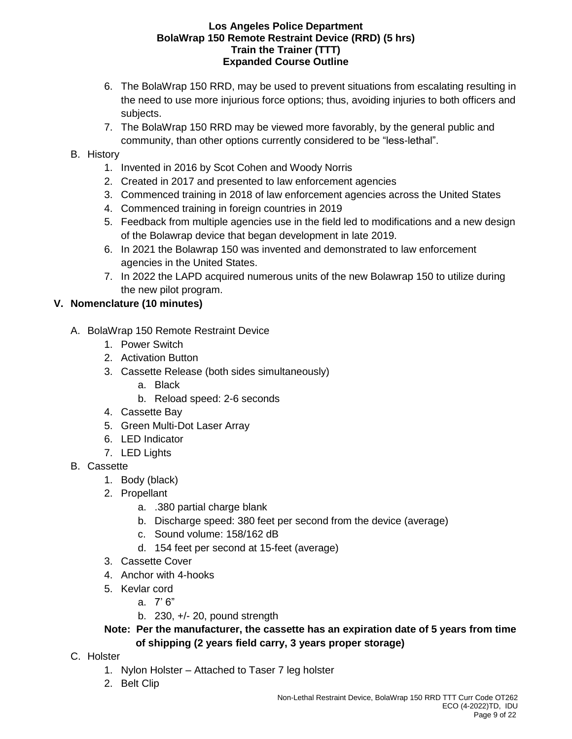6. The BolaWrap 150 RRD, may be used to prevent situations from escalating resulting in the need to use more injurious force options; thus, avoiding injuries to both officers and subjects.
7. The BolaWrap 150 RRD may be viewed more favorably, by the general public and community, than other options currently considered to be "less-lethal".

B. History
   1. Invented in 2016 by Scot Cohen and Woody Norris
   2. Created in 2017 and presented to law enforcement agencies
   3. Commenced training in 2018 of law enforcement agencies across the United States
   4. Commenced training in foreign countries in 2019
   5. Feedback from multiple agencies use in the field led to modifications and a new design of the Bolawrap device that began development in late 2019.
   6. In 2021 the Bolawrap 150 was invented and demonstrated to law enforcement agencies in the United States.
   7. In 2022 the LAPD acquired numerous units of the new Bolawrap 150 to utilize during the new pilot program.

## V. Nomenclature (10 minutes)

A. BolaWrap 150 Remote Restraint Device
   1. Power Switch
   2. Activation Button
   3. Cassette Release (both sides simultaneously)
      a. Black
      b. Reload speed: 2-6 seconds
   4. Cassette Bay
   5. Green Multi-Dot Laser Array
   6. LED Indicator
   7. LED Lights

B. Cassette
   1. Body (black)
   2. Propellant
      a. .380 partial charge blank
      b. Discharge speed: 380 feet per second from the device (average)
      c. Sound volume: 158/162 dB
      d. 154 feet per second at 15-feet (average)
   3. Cassette Cover
   4. Anchor with 4-hooks
   5. Kevlar cord
      a. 7' 6"
      b. 230, +/- 20, pound strength

   **Note: Per the manufacturer, the cassette has an expiration date of 5 years from time of shipping (2 years field carry, 3 years proper storage)**

C. Holster
   1. Nylon Holster – Attached to Taser 7 leg holster
   2. Belt Clip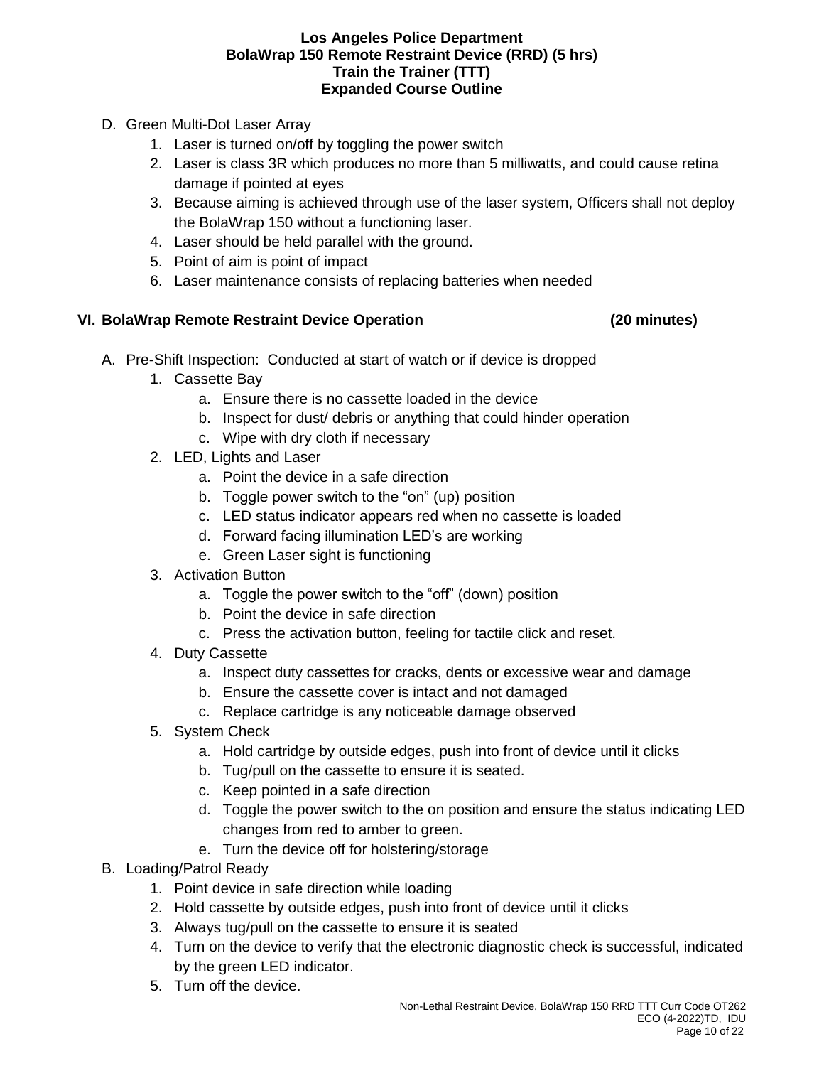D. Green Multi-Dot Laser Array
   1. Laser is turned on/off by toggling the power switch
   2. Laser is class 3R which produces no more than 5 milliwatts, and could cause retina damage if pointed at eyes
   3. Because aiming is achieved through use of the laser system, Officers shall not deploy the BolaWrap 150 without a functioning laser.
   4. Laser should be held parallel with the ground.
   5. Point of aim is point of impact
   6. Laser maintenance consists of replacing batteries when needed

**VI. BolaWrap Remote Restraint Device Operation (20 minutes)**

A. Pre-Shift Inspection: Conducted at start of watch or if device is dropped
   1. Cassette Bay
      a. Ensure there is no cassette loaded in the device
      b. Inspect for dust/ debris or anything that could hinder operation
      c. Wipe with dry cloth if necessary
   2. LED, Lights and Laser
      a. Point the device in a safe direction
      b. Toggle power switch to the "on" (up) position
      c. LED status indicator appears red when no cassette is loaded
      d. Forward facing illumination LED's are working
      e. Green Laser sight is functioning
   3. Activation Button
      a. Toggle the power switch to the "off" (down) position
      b. Point the device in safe direction
      c. Press the activation button, feeling for tactile click and reset.
   4. Duty Cassette
      a. Inspect duty cassettes for cracks, dents or excessive wear and damage
      b. Ensure the cassette cover is intact and not damaged
      c. Replace cartridge is any noticeable damage observed
   5. System Check
      a. Hold cartridge by outside edges, push into front of device until it clicks
      b. Tug/pull on the cassette to ensure it is seated.
      c. Keep pointed in a safe direction
      d. Toggle the power switch to the on position and ensure the status indicating LED changes from red to amber to green.
      e. Turn the device off for holstering/storage

B. Loading/Patrol Ready
   1. Point device in safe direction while loading
   2. Hold cassette by outside edges, push into front of device until it clicks
   3. Always tug/pull on the cassette to ensure it is seated
   4. Turn on the device to verify that the electronic diagnostic check is successful, indicated by the green LED indicator.
   5. Turn off the device.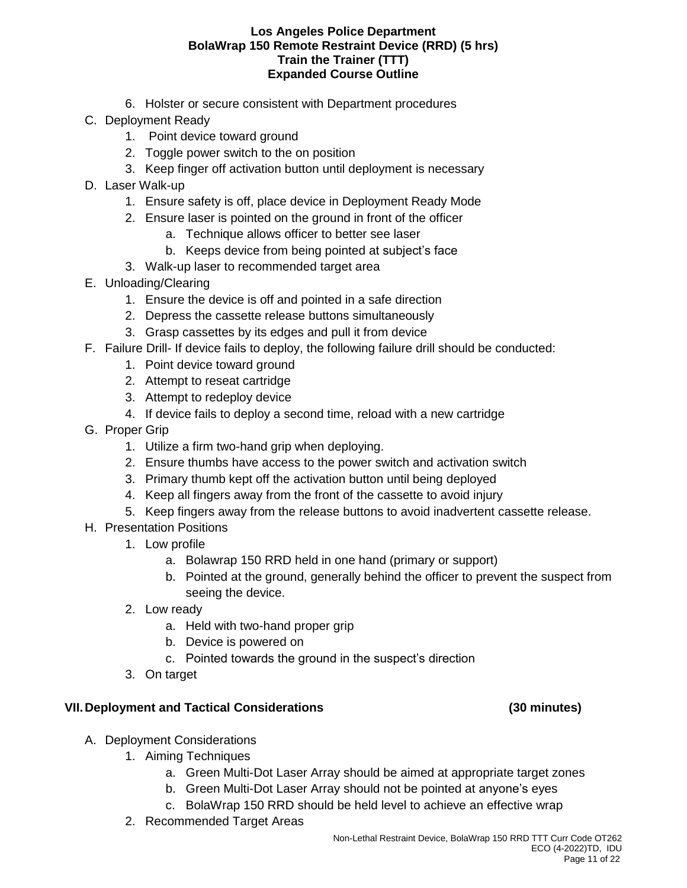6. Holster or secure consistent with Department procedures

C. Deployment Ready
   1. Point device toward ground
   2. Toggle power switch to the on position
   3. Keep finger off activation button until deployment is necessary

D. Laser Walk-up
   1. Ensure safety is off, place device in Deployment Ready Mode
   2. Ensure laser is pointed on the ground in front of the officer
      a. Technique allows officer to better see laser
      b. Keeps device from being pointed at subject's face
   3. Walk-up laser to recommended target area

E. Unloading/Clearing
   1. Ensure the device is off and pointed in a safe direction
   2. Depress the cassette release buttons simultaneously
   3. Grasp cassettes by its edges and pull it from device

F. Failure Drill- If device fails to deploy, the following failure drill should be conducted:
   1. Point device toward ground
   2. Attempt to reseat cartridge
   3. Attempt to redeploy device
   4. If device fails to deploy a second time, reload with a new cartridge

G. Proper Grip
   1. Utilize a firm two-hand grip when deploying.
   2. Ensure thumbs have access to the power switch and activation switch
   3. Primary thumb kept off the activation button until being deployed
   4. Keep all fingers away from the front of the cassette to avoid injury
   5. Keep fingers away from the release buttons to avoid inadvertent cassette release.

H. Presentation Positions
   1. Low profile
      a. Bolawrap 150 RRD held in one hand (primary or support)
      b. Pointed at the ground, generally behind the officer to prevent the suspect from seeing the device.
   2. Low ready
      a. Held with two-hand proper grip
      b. Device is powered on
      c. Pointed towards the ground in the suspect's direction
   3. On target

## VII. Deployment and Tactical Considerations (30 minutes)

A. Deployment Considerations
   1. Aiming Techniques
      a. Green Multi-Dot Laser Array should be aimed at appropriate target zones
      b. Green Multi-Dot Laser Array should not be pointed at anyone's eyes
      c. BolaWrap 150 RRD should be held level to achieve an effective wrap
   2. Recommended Target Areas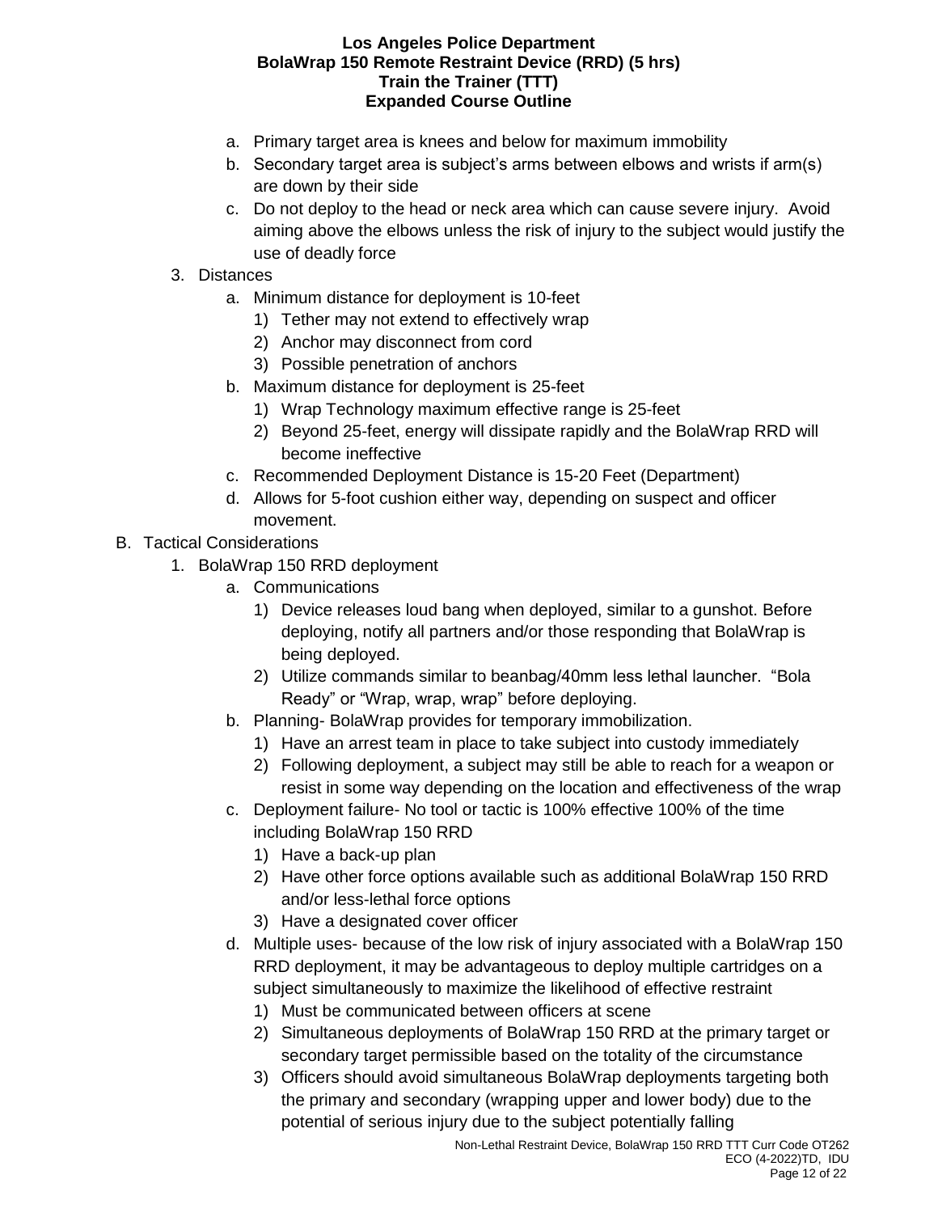a. Primary target area is knees and below for maximum immobility
b. Secondary target area is subject's arms between elbows and wrists if arm(s) are down by their side
c. Do not deploy to the head or neck area which can cause severe injury. Avoid aiming above the elbows unless the risk of injury to the subject would justify the use of deadly force

3. Distances
    a. Minimum distance for deployment is 10-feet
        1) Tether may not extend to effectively wrap
        2) Anchor may disconnect from cord
        3) Possible penetration of anchors
    b. Maximum distance for deployment is 25-feet
        1) Wrap Technology maximum effective range is 25-feet
        2) Beyond 25-feet, energy will dissipate rapidly and the BolaWrap RRD will become ineffective
    c. Recommended Deployment Distance is 15-20 Feet (Department)
    d. Allows for 5-foot cushion either way, depending on suspect and officer movement.

B. Tactical Considerations
1. BolaWrap 150 RRD deployment
    a. Communications
        1) Device releases loud bang when deployed, similar to a gunshot. Before deploying, notify all partners and/or those responding that BolaWrap is being deployed.
        2) Utilize commands similar to beanbag/40mm less lethal launcher. "Bola Ready" or "Wrap, wrap, wrap" before deploying.
    b. Planning- BolaWrap provides for temporary immobilization.
        1) Have an arrest team in place to take subject into custody immediately
        2) Following deployment, a subject may still be able to reach for a weapon or resist in some way depending on the location and effectiveness of the wrap
    c. Deployment failure- No tool or tactic is 100% effective 100% of the time including BolaWrap 150 RRD
        1) Have a back-up plan
        2) Have other force options available such as additional BolaWrap 150 RRD and/or less-lethal force options
        3) Have a designated cover officer
    d. Multiple uses- because of the low risk of injury associated with a BolaWrap 150 RRD deployment, it may be advantageous to deploy multiple cartridges on a subject simultaneously to maximize the likelihood of effective restraint
        1) Must be communicated between officers at scene
        2) Simultaneous deployments of BolaWrap 150 RRD at the primary target or secondary target permissible based on the totality of the circumstance
        3) Officers should avoid simultaneous BolaWrap deployments targeting both the primary and secondary (wrapping upper and lower body) due to the potential of serious injury due to the subject potentially falling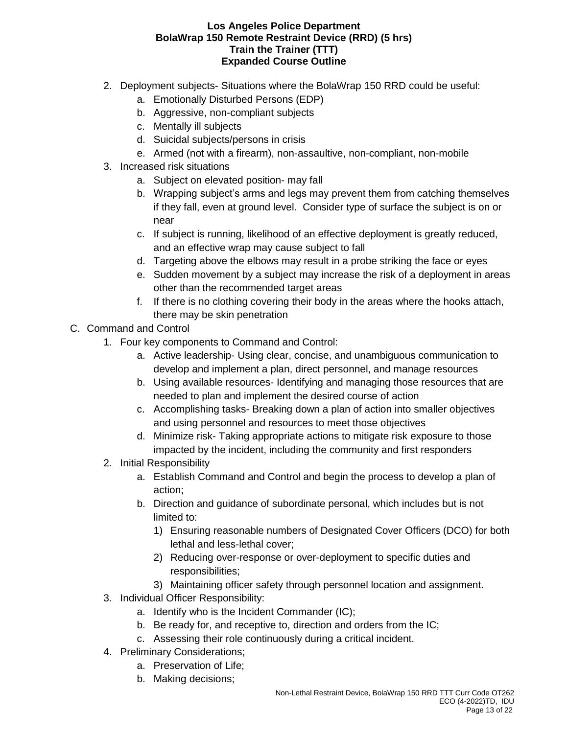2. Deployment subjects- Situations where the BolaWrap 150 RRD could be useful:
    a. Emotionally Disturbed Persons (EDP)
    b. Aggressive, non-compliant subjects
    c. Mentally ill subjects
    d. Suicidal subjects/persons in crisis
    e. Armed (not with a firearm), non-assaultive, non-compliant, non-mobile
3. Increased risk situations
    a. Subject on elevated position- may fall
    b. Wrapping subject's arms and legs may prevent them from catching themselves if they fall, even at ground level. Consider type of surface the subject is on or near
    c. If subject is running, likelihood of an effective deployment is greatly reduced, and an effective wrap may cause subject to fall
    d. Targeting above the elbows may result in a probe striking the face or eyes
    e. Sudden movement by a subject may increase the risk of a deployment in areas other than the recommended target areas
    f. If there is no clothing covering their body in the areas where the hooks attach, there may be skin penetration

C. Command and Control
1. Four key components to Command and Control:
    a. Active leadership- Using clear, concise, and unambiguous communication to develop and implement a plan, direct personnel, and manage resources
    b. Using available resources- Identifying and managing those resources that are needed to plan and implement the desired course of action
    c. Accomplishing tasks- Breaking down a plan of action into smaller objectives and using personnel and resources to meet those objectives
    d. Minimize risk- Taking appropriate actions to mitigate risk exposure to those impacted by the incident, including the community and first responders
2. Initial Responsibility
    a. Establish Command and Control and begin the process to develop a plan of action;
    b. Direction and guidance of subordinate personal, which includes but is not limited to:
        1) Ensuring reasonable numbers of Designated Cover Officers (DCO) for both lethal and less-lethal cover;
        2) Reducing over-response or over-deployment to specific duties and responsibilities;
        3) Maintaining officer safety through personnel location and assignment.
3. Individual Officer Responsibility:
    a. Identify who is the Incident Commander (IC);
    b. Be ready for, and receptive to, direction and orders from the IC;
    c. Assessing their role continuously during a critical incident.
4. Preliminary Considerations;
    a. Preservation of Life;
    b. Making decisions;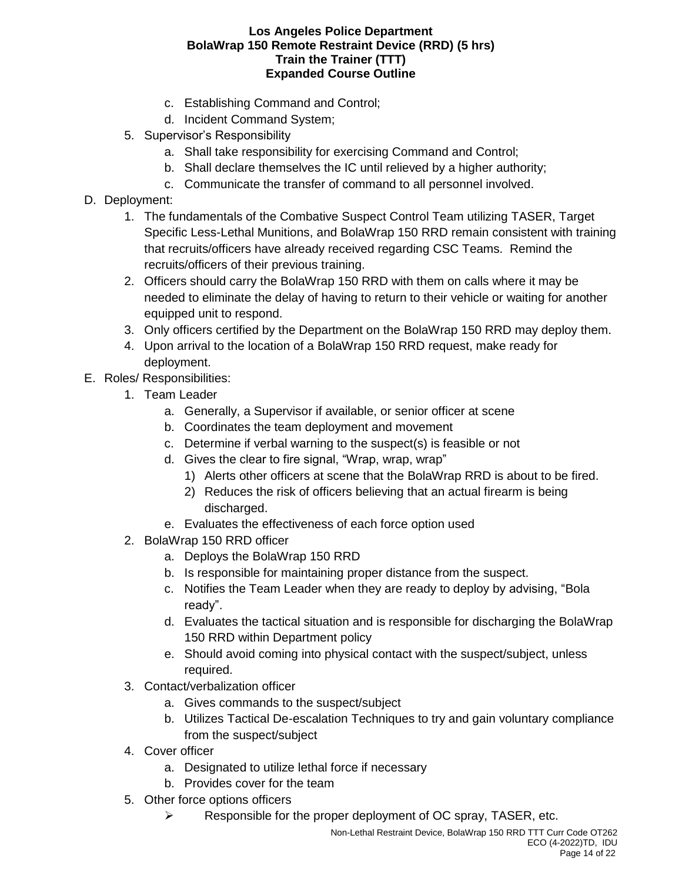c. Establishing Command and Control;
d. Incident Command System;

5. Supervisor's Responsibility
   a. Shall take responsibility for exercising Command and Control;
   b. Shall declare themselves the IC until relieved by a higher authority;
   c. Communicate the transfer of command to all personnel involved.

D. Deployment:

1. The fundamentals of the Combative Suspect Control Team utilizing TASER, Target Specific Less-Lethal Munitions, and BolaWrap 150 RRD remain consistent with training that recruits/officers have already received regarding CSC Teams. Remind the recruits/officers of their previous training.
2. Officers should carry the BolaWrap 150 RRD with them on calls where it may be needed to eliminate the delay of having to return to their vehicle or waiting for another equipped unit to respond.
3. Only officers certified by the Department on the BolaWrap 150 RRD may deploy them.
4. Upon arrival to the location of a BolaWrap 150 RRD request, make ready for deployment.

E. Roles/ Responsibilities:

1. Team Leader
   a. Generally, a Supervisor if available, or senior officer at scene
   b. Coordinates the team deployment and movement
   c. Determine if verbal warning to the suspect(s) is feasible or not
   d. Gives the clear to fire signal, "Wrap, wrap, wrap"
      1) Alerts other officers at scene that the BolaWrap RRD is about to be fired.
      2) Reduces the risk of officers believing that an actual firearm is being discharged.
   e. Evaluates the effectiveness of each force option used
2. BolaWrap 150 RRD officer
   a. Deploys the BolaWrap 150 RRD
   b. Is responsible for maintaining proper distance from the suspect.
   c. Notifies the Team Leader when they are ready to deploy by advising, "Bola ready".
   d. Evaluates the tactical situation and is responsible for discharging the BolaWrap 150 RRD within Department policy
   e. Should avoid coming into physical contact with the suspect/subject, unless required.
3. Contact/verbalization officer
   a. Gives commands to the suspect/subject
   b. Utilizes Tactical De-escalation Techniques to try and gain voluntary compliance from the suspect/subject
4. Cover officer
   a. Designated to utilize lethal force if necessary
   b. Provides cover for the team
5. Other force options officers
   - Responsible for the proper deployment of OC spray, TASER, etc.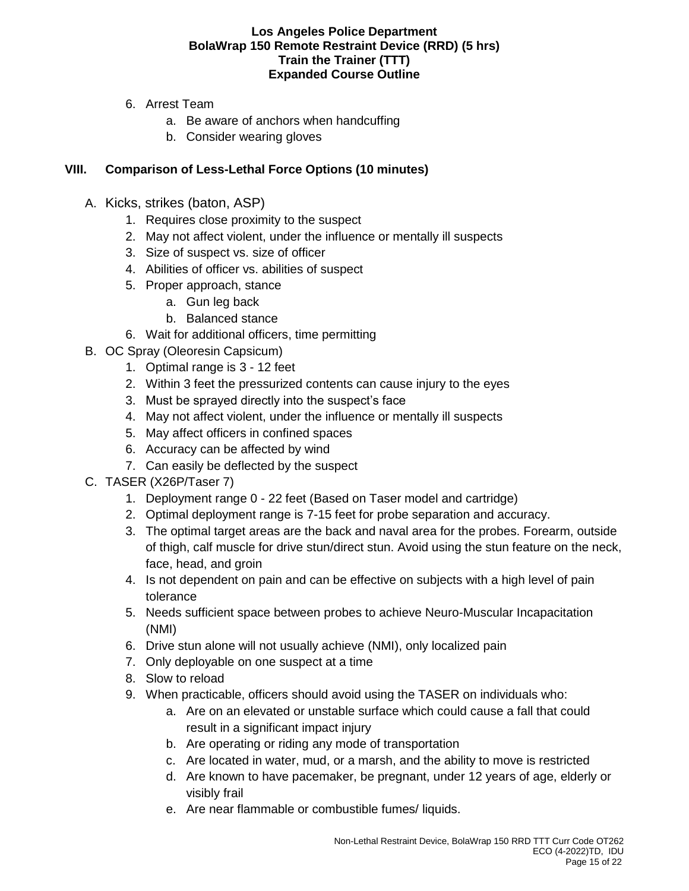6. Arrest Team
    a. Be aware of anchors when handcuffing
    b. Consider wearing gloves

## VIII. Comparison of Less-Lethal Force Options (10 minutes)

A. Kicks, strikes (baton, ASP)
    1. Requires close proximity to the suspect
    2. May not affect violent, under the influence or mentally ill suspects
    3. Size of suspect vs. size of officer
    4. Abilities of officer vs. abilities of suspect
    5. Proper approach, stance
        a. Gun leg back
        b. Balanced stance
    6. Wait for additional officers, time permitting

B. OC Spray (Oleoresin Capsicum)
    1. Optimal range is 3 - 12 feet
    2. Within 3 feet the pressurized contents can cause injury to the eyes
    3. Must be sprayed directly into the suspect's face
    4. May not affect violent, under the influence or mentally ill suspects
    5. May affect officers in confined spaces
    6. Accuracy can be affected by wind
    7. Can easily be deflected by the suspect

C. TASER (X26P/Taser 7)
    1. Deployment range 0 - 22 feet (Based on Taser model and cartridge)
    2. Optimal deployment range is 7-15 feet for probe separation and accuracy.
    3. The optimal target areas are the back and naval area for the probes. Forearm, outside of thigh, calf muscle for drive stun/direct stun. Avoid using the stun feature on the neck, face, head, and groin
    4. Is not dependent on pain and can be effective on subjects with a high level of pain tolerance
    5. Needs sufficient space between probes to achieve Neuro-Muscular Incapacitation (NMI)
    6. Drive stun alone will not usually achieve (NMI), only localized pain
    7. Only deployable on one suspect at a time
    8. Slow to reload
    9. When practicable, officers should avoid using the TASER on individuals who:
        a. Are on an elevated or unstable surface which could cause a fall that could result in a significant impact injury
        b. Are operating or riding any mode of transportation
        c. Are located in water, mud, or a marsh, and the ability to move is restricted
        d. Are known to have pacemaker, be pregnant, under 12 years of age, elderly or visibly frail
        e. Are near flammable or combustible fumes/ liquids.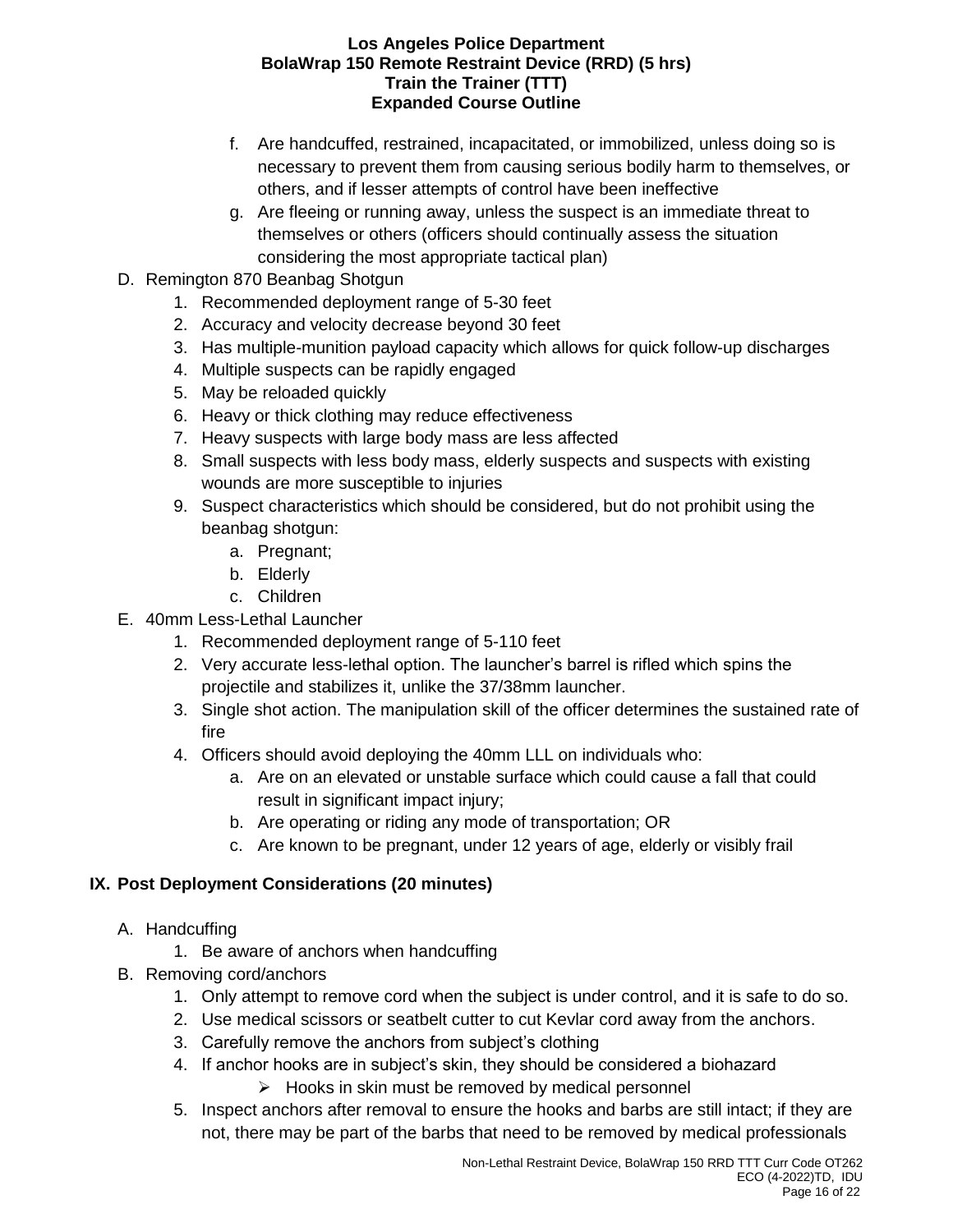f. Are handcuffed, restrained, incapacitated, or immobilized, unless doing so is necessary to prevent them from causing serious bodily harm to themselves, or others, and if lesser attempts of control have been ineffective
g. Are fleeing or running away, unless the suspect is an immediate threat to themselves or others (officers should continually assess the situation considering the most appropriate tactical plan)

D. Remington 870 Beanbag Shotgun
   1. Recommended deployment range of 5-30 feet
   2. Accuracy and velocity decrease beyond 30 feet
   3. Has multiple-munition payload capacity which allows for quick follow-up discharges
   4. Multiple suspects can be rapidly engaged
   5. May be reloaded quickly
   6. Heavy or thick clothing may reduce effectiveness
   7. Heavy suspects with large body mass are less affected
   8. Small suspects with less body mass, elderly suspects and suspects with existing wounds are more susceptible to injuries
   9. Suspect characteristics which should be considered, but do not prohibit using the beanbag shotgun:
      a. Pregnant;
      b. Elderly
      c. Children

E. 40mm Less-Lethal Launcher
   1. Recommended deployment range of 5-110 feet
   2. Very accurate less-lethal option. The launcher's barrel is rifled which spins the projectile and stabilizes it, unlike the 37/38mm launcher.
   3. Single shot action. The manipulation skill of the officer determines the sustained rate of fire
   4. Officers should avoid deploying the 40mm LLL on individuals who:
      a. Are on an elevated or unstable surface which could cause a fall that could result in significant impact injury;
      b. Are operating or riding any mode of transportation; OR
      c. Are known to be pregnant, under 12 years of age, elderly or visibly frail

## IX. Post Deployment Considerations (20 minutes)

A. Handcuffing
   1. Be aware of anchors when handcuffing

B. Removing cord/anchors
   1. Only attempt to remove cord when the subject is under control, and it is safe to do so.
   2. Use medical scissors or seatbelt cutter to cut Kevlar cord away from the anchors.
   3. Carefully remove the anchors from subject's clothing
   4. If anchor hooks are in subject's skin, they should be considered a biohazard
      - Hooks in skin must be removed by medical personnel
   5. Inspect anchors after removal to ensure the hooks and barbs are still intact; if they are not, there may be part of the barbs that need to be removed by medical professionals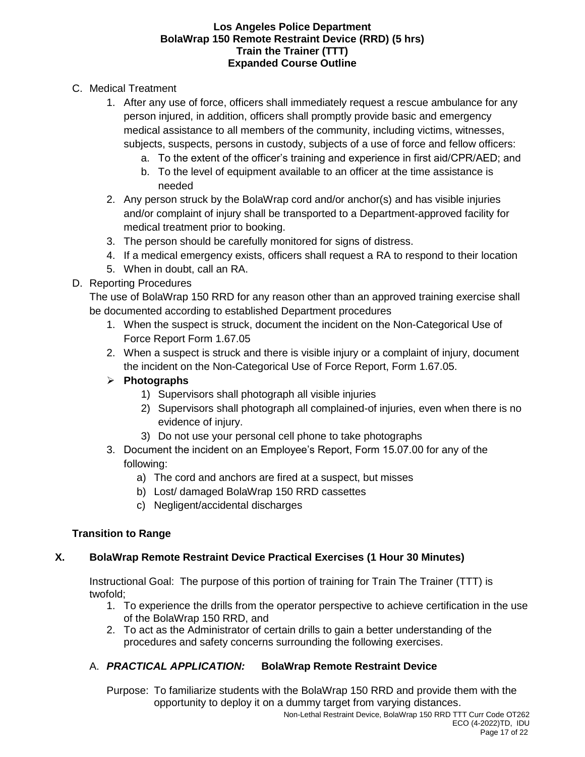C. Medical Treatment

1. After any use of force, officers shall immediately request a rescue ambulance for any person injured, in addition, officers shall promptly provide basic and emergency medical assistance to all members of the community, including victims, witnesses, subjects, suspects, persons in custody, subjects of a use of force and fellow officers:
    a. To the extent of the officer's training and experience in first aid/CPR/AED; and
    b. To the level of equipment available to an officer at the time assistance is needed
2. Any person struck by the BolaWrap cord and/or anchor(s) and has visible injuries and/or complaint of injury shall be transported to a Department-approved facility for medical treatment prior to booking.
3. The person should be carefully monitored for signs of distress.
4. If a medical emergency exists, officers shall request a RA to respond to their location
5. When in doubt, call an RA.

D. Reporting Procedures

The use of BolaWrap 150 RRD for any reason other than an approved training exercise shall be documented according to established Department procedures

1. When the suspect is struck, document the incident on the Non-Categorical Use of Force Report Form 1.67.05
2. When a suspect is struck and there is visible injury or a complaint of injury, document the incident on the Non-Categorical Use of Force Report, Form 1.67.05.

➢ **Photographs**
    1) Supervisors shall photograph all visible injuries
    2) Supervisors shall photograph all complained-of injuries, even when there is no evidence of injury.
    3) Do not use your personal cell phone to take photographs

3. Document the incident on an Employee's Report, Form 15.07.00 for any of the following:
    a) The cord and anchors are fired at a suspect, but misses
    b) Lost/ damaged BolaWrap 150 RRD cassettes
    c) Negligent/accidental discharges

**Transition to Range**

## X. BolaWrap Remote Restraint Device Practical Exercises (1 Hour 30 Minutes)

Instructional Goal: The purpose of this portion of training for Train The Trainer (TTT) is twofold;

1. To experience the drills from the operator perspective to achieve certification in the use of the BolaWrap 150 RRD, and
2. To act as the Administrator of certain drills to gain a better understanding of the procedures and safety concerns surrounding the following exercises.

A. ***PRACTICAL APPLICATION:*** **BolaWrap Remote Restraint Device**

Purpose: To familiarize students with the BolaWrap 150 RRD and provide them with the opportunity to deploy it on a dummy target from varying distances.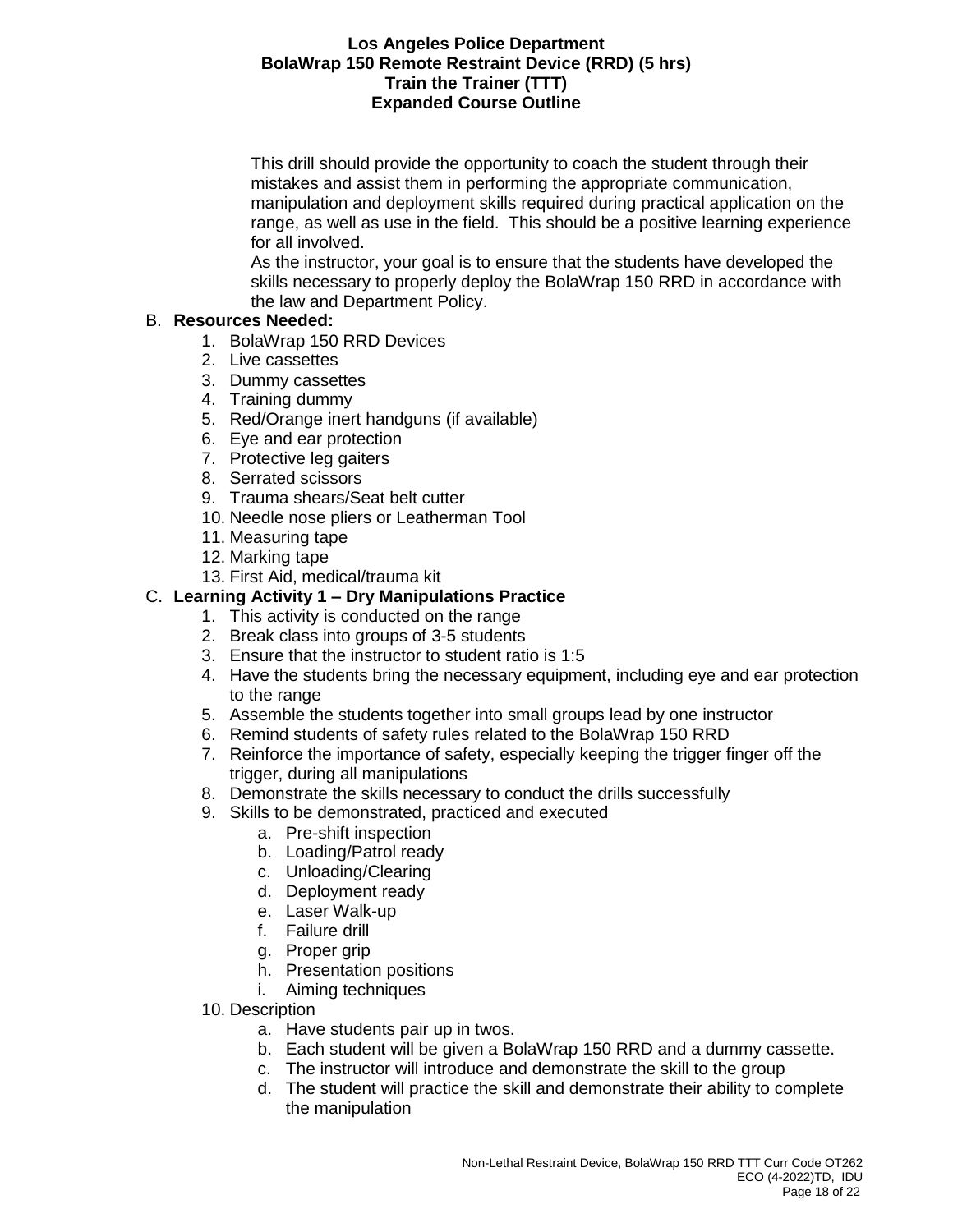This drill should provide the opportunity to coach the student through their mistakes and assist them in performing the appropriate communication, manipulation and deployment skills required during practical application on the range, as well as use in the field. This should be a positive learning experience for all involved.

As the instructor, your goal is to ensure that the students have developed the skills necessary to properly deploy the BolaWrap 150 RRD in accordance with the law and Department Policy.

B. **Resources Needed:**

1. BolaWrap 150 RRD Devices
2. Live cassettes
3. Dummy cassettes
4. Training dummy
5. Red/Orange inert handguns (if available)
6. Eye and ear protection
7. Protective leg gaiters
8. Serrated scissors
9. Trauma shears/Seat belt cutter
10. Needle nose pliers or Leatherman Tool
11. Measuring tape
12. Marking tape
13. First Aid, medical/trauma kit

C. **Learning Activity 1 – Dry Manipulations Practice**

1. This activity is conducted on the range
2. Break class into groups of 3-5 students
3. Ensure that the instructor to student ratio is 1:5
4. Have the students bring the necessary equipment, including eye and ear protection to the range
5. Assemble the students together into small groups lead by one instructor
6. Remind students of safety rules related to the BolaWrap 150 RRD
7. Reinforce the importance of safety, especially keeping the trigger finger off the trigger, during all manipulations
8. Demonstrate the skills necessary to conduct the drills successfully
9. Skills to be demonstrated, practiced and executed
   a. Pre-shift inspection
   b. Loading/Patrol ready
   c. Unloading/Clearing
   d. Deployment ready
   e. Laser Walk-up
   f. Failure drill
   g. Proper grip
   h. Presentation positions
   i. Aiming techniques
10. Description
    a. Have students pair up in twos.
    b. Each student will be given a BolaWrap 150 RRD and a dummy cassette.
    c. The instructor will introduce and demonstrate the skill to the group
    d. The student will practice the skill and demonstrate their ability to complete the manipulation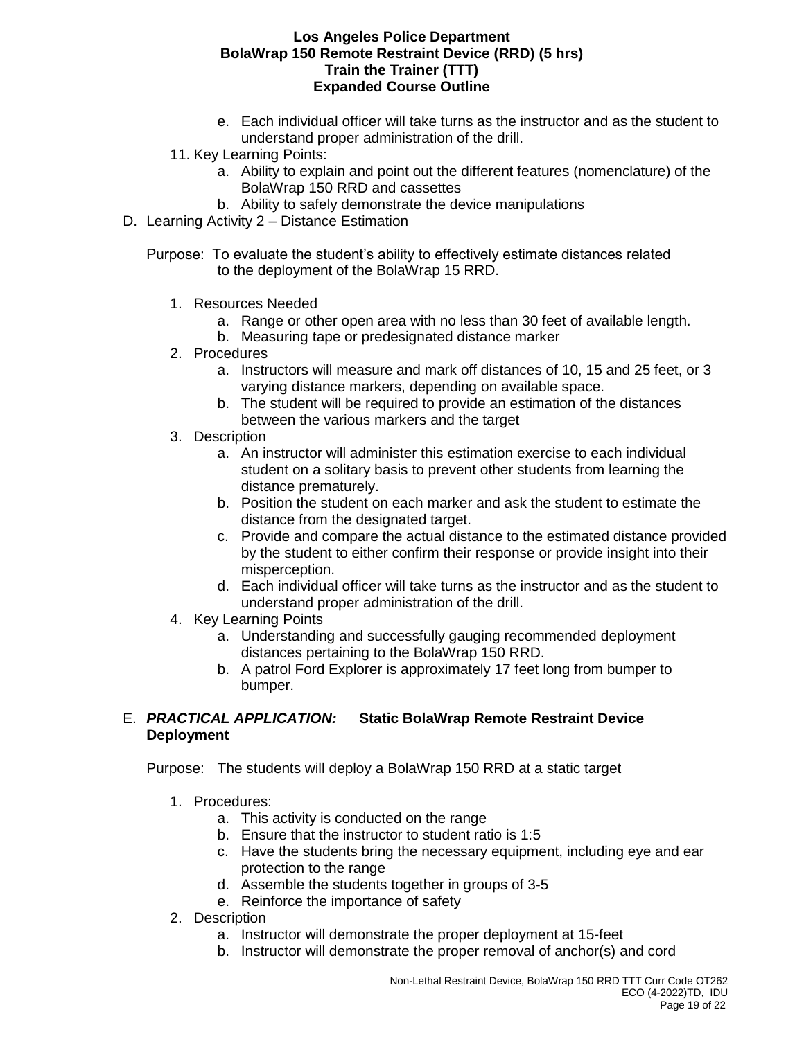e. Each individual officer will take turns as the instructor and as the student to understand proper administration of the drill.

11. Key Learning Points:
    a. Ability to explain and point out the different features (nomenclature) of the BolaWrap 150 RRD and cassettes
    b. Ability to safely demonstrate the device manipulations

D. Learning Activity 2 – Distance Estimation

Purpose: To evaluate the student's ability to effectively estimate distances related to the deployment of the BolaWrap 15 RRD.

1. Resources Needed
   a. Range or other open area with no less than 30 feet of available length.
   b. Measuring tape or predesignated distance marker
2. Procedures
   a. Instructors will measure and mark off distances of 10, 15 and 25 feet, or 3 varying distance markers, depending on available space.
   b. The student will be required to provide an estimation of the distances between the various markers and the target
3. Description
   a. An instructor will administer this estimation exercise to each individual student on a solitary basis to prevent other students from learning the distance prematurely.
   b. Position the student on each marker and ask the student to estimate the distance from the designated target.
   c. Provide and compare the actual distance to the estimated distance provided by the student to either confirm their response or provide insight into their misperception.
   d. Each individual officer will take turns as the instructor and as the student to understand proper administration of the drill.
4. Key Learning Points
   a. Understanding and successfully gauging recommended deployment distances pertaining to the BolaWrap 150 RRD.
   b. A patrol Ford Explorer is approximately 17 feet long from bumper to bumper.

E. ***PRACTICAL APPLICATION:*** **Static BolaWrap Remote Restraint Device Deployment**

Purpose: The students will deploy a BolaWrap 150 RRD at a static target

1. Procedures:
   a. This activity is conducted on the range
   b. Ensure that the instructor to student ratio is 1:5
   c. Have the students bring the necessary equipment, including eye and ear protection to the range
   d. Assemble the students together in groups of 3-5
   e. Reinforce the importance of safety
2. Description
   a. Instructor will demonstrate the proper deployment at 15-feet
   b. Instructor will demonstrate the proper removal of anchor(s) and cord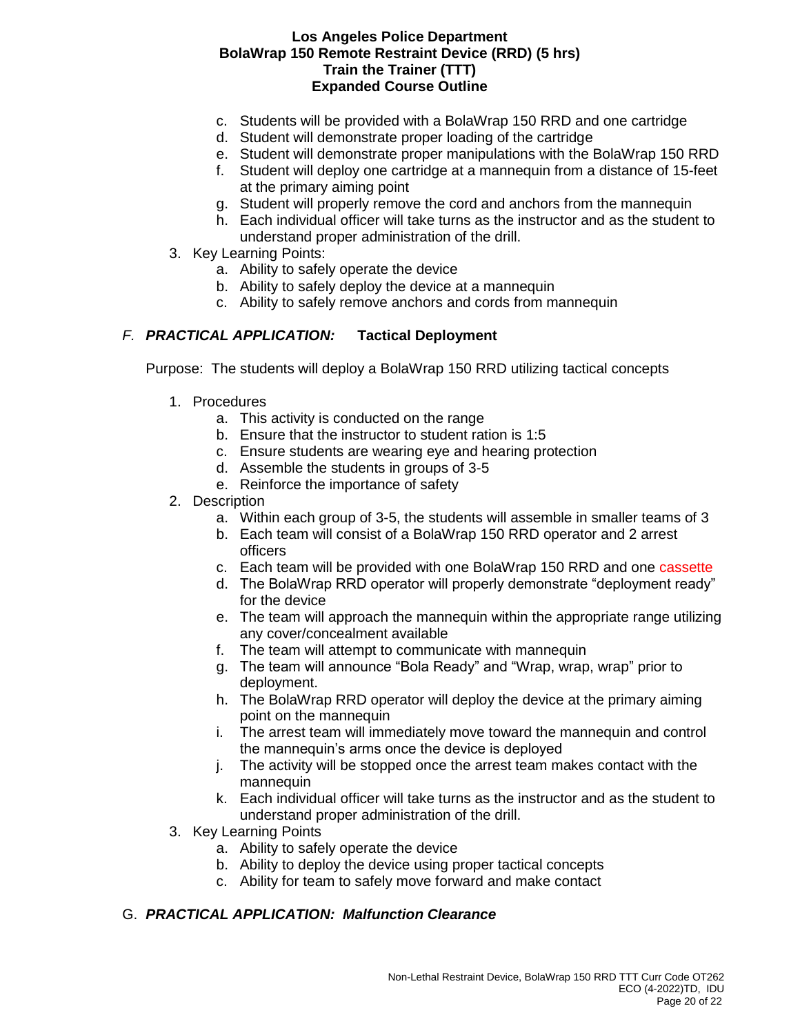c. Students will be provided with a BolaWrap 150 RRD and one cartridge
d. Student will demonstrate proper loading of the cartridge
e. Student will demonstrate proper manipulations with the BolaWrap 150 RRD
f. Student will deploy one cartridge at a mannequin from a distance of 15-feet at the primary aiming point
g. Student will properly remove the cord and anchors from the mannequin
h. Each individual officer will take turns as the instructor and as the student to understand proper administration of the drill.

3. Key Learning Points:
   a. Ability to safely operate the device
   b. Ability to safely deploy the device at a mannequin
   c. Ability to safely remove anchors and cords from mannequin

### *F. PRACTICAL APPLICATION:* **Tactical Deployment**

Purpose: The students will deploy a BolaWrap 150 RRD utilizing tactical concepts

1. Procedures
   a. This activity is conducted on the range
   b. Ensure that the instructor to student ration is 1:5
   c. Ensure students are wearing eye and hearing protection
   d. Assemble the students in groups of 3-5
   e. Reinforce the importance of safety
2. Description
   a. Within each group of 3-5, the students will assemble in smaller teams of 3
   b. Each team will consist of a BolaWrap 150 RRD operator and 2 arrest officers
   c. Each team will be provided with one BolaWrap 150 RRD and one cassette
   d. The BolaWrap RRD operator will properly demonstrate "deployment ready" for the device
   e. The team will approach the mannequin within the appropriate range utilizing any cover/concealment available
   f. The team will attempt to communicate with mannequin
   g. The team will announce "Bola Ready" and "Wrap, wrap, wrap" prior to deployment.
   h. The BolaWrap RRD operator will deploy the device at the primary aiming point on the mannequin
   i. The arrest team will immediately move toward the mannequin and control the mannequin's arms once the device is deployed
   j. The activity will be stopped once the arrest team makes contact with the mannequin
   k. Each individual officer will take turns as the instructor and as the student to understand proper administration of the drill.
3. Key Learning Points
   a. Ability to safely operate the device
   b. Ability to deploy the device using proper tactical concepts
   c. Ability for team to safely move forward and make contact

### G. *PRACTICAL APPLICATION: Malfunction Clearance*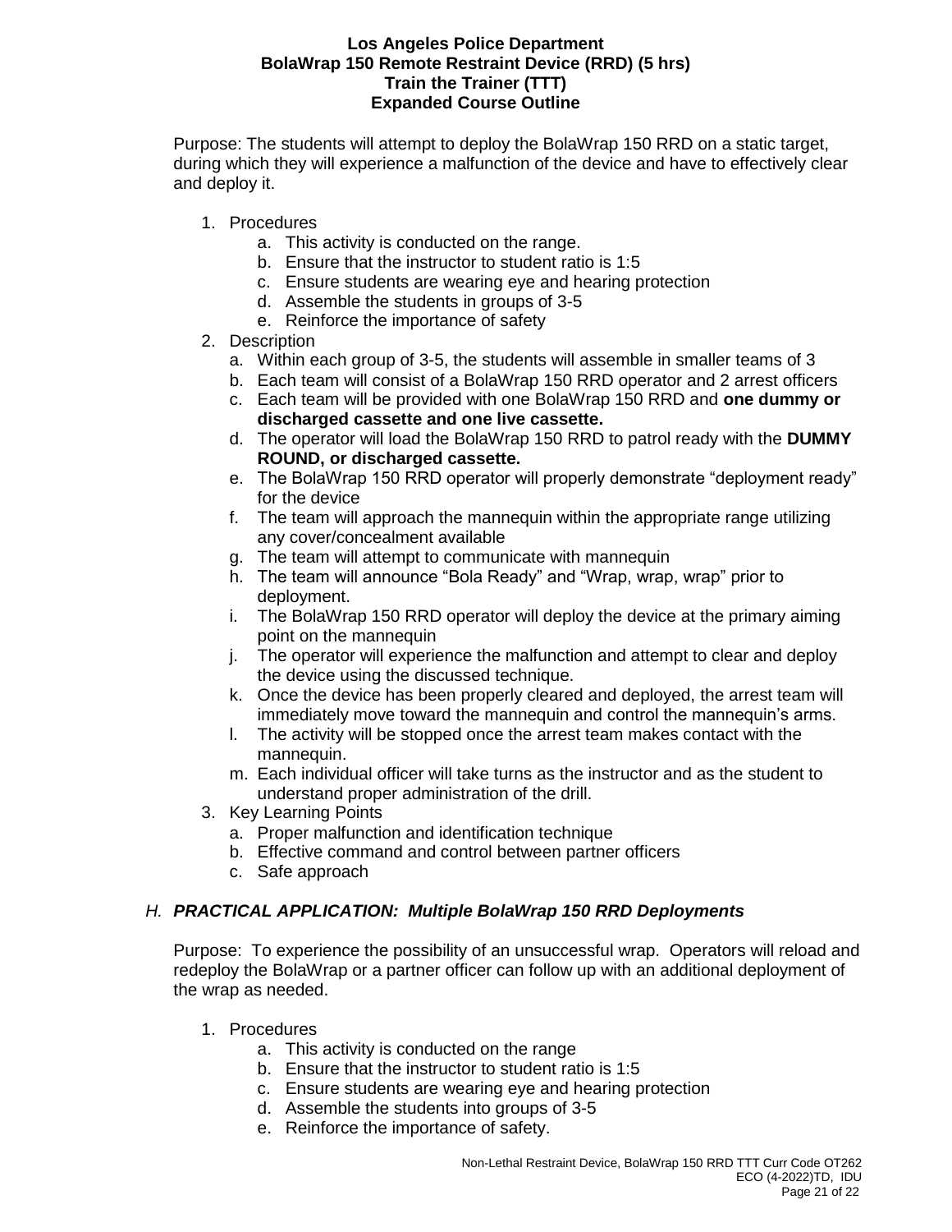Purpose: The students will attempt to deploy the BolaWrap 150 RRD on a static target, during which they will experience a malfunction of the device and have to effectively clear and deploy it.

1. Procedures
   a. This activity is conducted on the range.
   b. Ensure that the instructor to student ratio is 1:5
   c. Ensure students are wearing eye and hearing protection
   d. Assemble the students in groups of 3-5
   e. Reinforce the importance of safety
2. Description
   a. Within each group of 3-5, the students will assemble in smaller teams of 3
   b. Each team will consist of a BolaWrap 150 RRD operator and 2 arrest officers
   c. Each team will be provided with one BolaWrap 150 RRD and **one dummy or discharged cassette and one live cassette.**
   d. The operator will load the BolaWrap 150 RRD to patrol ready with the **DUMMY ROUND, or discharged cassette.**
   e. The BolaWrap 150 RRD operator will properly demonstrate "deployment ready" for the device
   f. The team will approach the mannequin within the appropriate range utilizing any cover/concealment available
   g. The team will attempt to communicate with mannequin
   h. The team will announce "Bola Ready" and "Wrap, wrap, wrap" prior to deployment.
   i. The BolaWrap 150 RRD operator will deploy the device at the primary aiming point on the mannequin
   j. The operator will experience the malfunction and attempt to clear and deploy the device using the discussed technique.
   k. Once the device has been properly cleared and deployed, the arrest team will immediately move toward the mannequin and control the mannequin's arms.
   l. The activity will be stopped once the arrest team makes contact with the mannequin.
   m. Each individual officer will take turns as the instructor and as the student to understand proper administration of the drill.
3. Key Learning Points
   a. Proper malfunction and identification technique
   b. Effective command and control between partner officers
   c. Safe approach

## H. ***PRACTICAL APPLICATION: Multiple BolaWrap 150 RRD Deployments***

Purpose: To experience the possibility of an unsuccessful wrap. Operators will reload and redeploy the BolaWrap or a partner officer can follow up with an additional deployment of the wrap as needed.

1. Procedures
   a. This activity is conducted on the range
   b. Ensure that the instructor to student ratio is 1:5
   c. Ensure students are wearing eye and hearing protection
   d. Assemble the students into groups of 3-5
   e. Reinforce the importance of safety.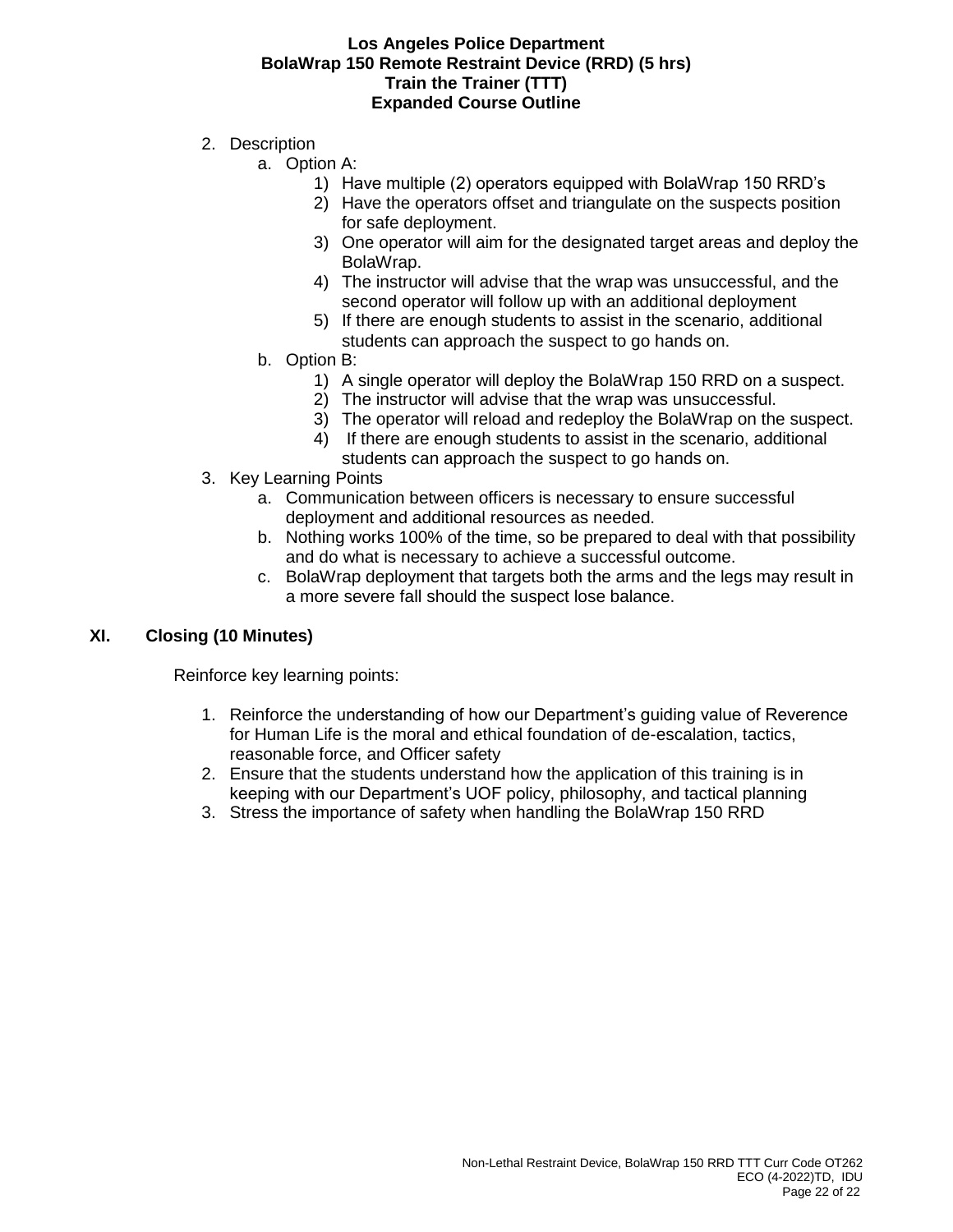2. Description
    a. Option A:
        1) Have multiple (2) operators equipped with BolaWrap 150 RRD's
        2) Have the operators offset and triangulate on the suspects position for safe deployment.
        3) One operator will aim for the designated target areas and deploy the BolaWrap.
        4) The instructor will advise that the wrap was unsuccessful, and the second operator will follow up with an additional deployment
        5) If there are enough students to assist in the scenario, additional students can approach the suspect to go hands on.
    b. Option B:
        1) A single operator will deploy the BolaWrap 150 RRD on a suspect.
        2) The instructor will advise that the wrap was unsuccessful.
        3) The operator will reload and redeploy the BolaWrap on the suspect.
        4) If there are enough students to assist in the scenario, additional students can approach the suspect to go hands on.
3. Key Learning Points
    a. Communication between officers is necessary to ensure successful deployment and additional resources as needed.
    b. Nothing works 100% of the time, so be prepared to deal with that possibility and do what is necessary to achieve a successful outcome.
    c. BolaWrap deployment that targets both the arms and the legs may result in a more severe fall should the suspect lose balance.

## XI. Closing (10 Minutes)

Reinforce key learning points:

1. Reinforce the understanding of how our Department's guiding value of Reverence for Human Life is the moral and ethical foundation of de-escalation, tactics, reasonable force, and Officer safety
2. Ensure that the students understand how the application of this training is in keeping with our Department's UOF policy, philosophy, and tactical planning
3. Stress the importance of safety when handling the BolaWrap 150 RRD